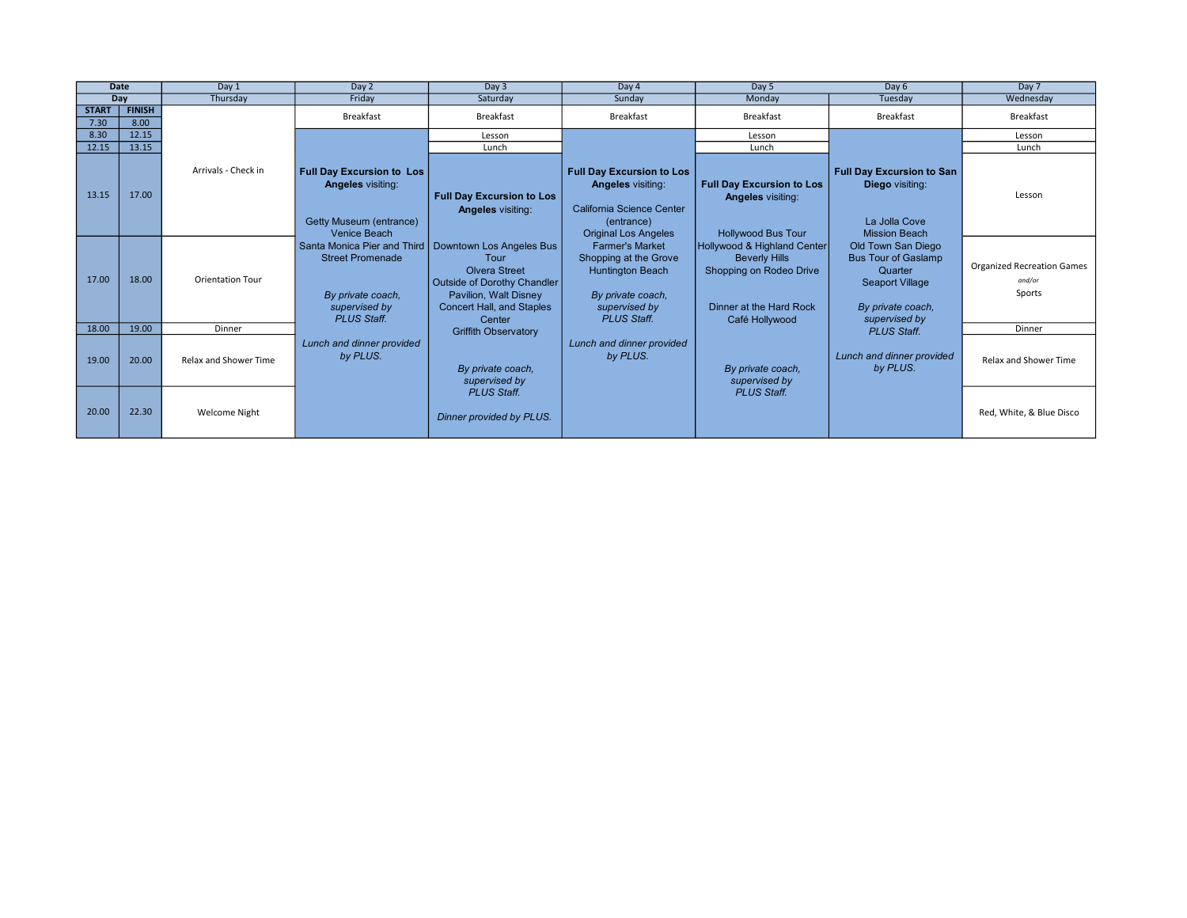| Date | | Day 1 | Day 2 | Day 3 | Day 4 | Day 5 | Day 6 | Day 7 |
|---|---|---|---|---|---|---|---|---|
| Day | | Thursday | Friday | Saturday | Sunday | Monday | Tuesday | Wednesday |
| START | FINISH | | | | | | | |
| 7.30 | 8.00 | Arrivals - Check in | Breakfast | Breakfast | Breakfast | Breakfast | Breakfast | Breakfast |
| 8.30 | 12.15 | | **Full Day Excursion to Los Angeles** visiting: Getty Museum (entrance) Venice Beach Santa Monica Pier and Third Street Promenade *By private coach, supervised by PLUS Staff.* *Lunch and dinner provided by PLUS.* | Lesson | **Full Day Excursion to Los Angeles** visiting: California Science Center (entrance) Original Los Angeles Farmer's Market Shopping at the Grove Huntington Beach *By private coach, supervised by PLUS Staff.* *Lunch and dinner provided by PLUS.* | Lesson | **Full Day Excursion to San Diego** visiting: La Jolla Cove Mission Beach Old Town San Diego Bus Tour of Gaslamp Quarter Seaport Village *By private coach, supervised by PLUS Staff.* *Lunch and dinner provided by PLUS.* | Lesson |
| 12.15 | 13.15 | | | Lunch | | Lunch | | Lunch |
| 13.15 | 17.00 | | | **Full Day Excursion to Los Angeles** visiting: Downtown Los Angeles Bus Tour Olvera Street Outside of Dorothy Chandler Pavilion, Walt Disney Concert Hall, and Staples Center Griffith Observatory *By private coach, supervised by PLUS Staff.* *Dinner provided by PLUS.* | | **Full Day Excursion to Los Angeles** visiting: Hollywood Bus Tour Hollywood & Highland Center Beverly Hills Shopping on Rodeo Drive Dinner at the Hard Rock Café Hollywood *By private coach, supervised by PLUS Staff.* | | Lesson |
| 17.00 | 18.00 | Orientation Tour | | | | | | Organized Recreation Games *and/or* Sports |
| 18.00 | 19.00 | Dinner | | | | | | Dinner |
| 19.00 | 20.00 | Relax and Shower Time | | | | | | Relax and Shower Time |
| 20.00 | 22.30 | Welcome Night | | | | | | Red, White, & Blue Disco |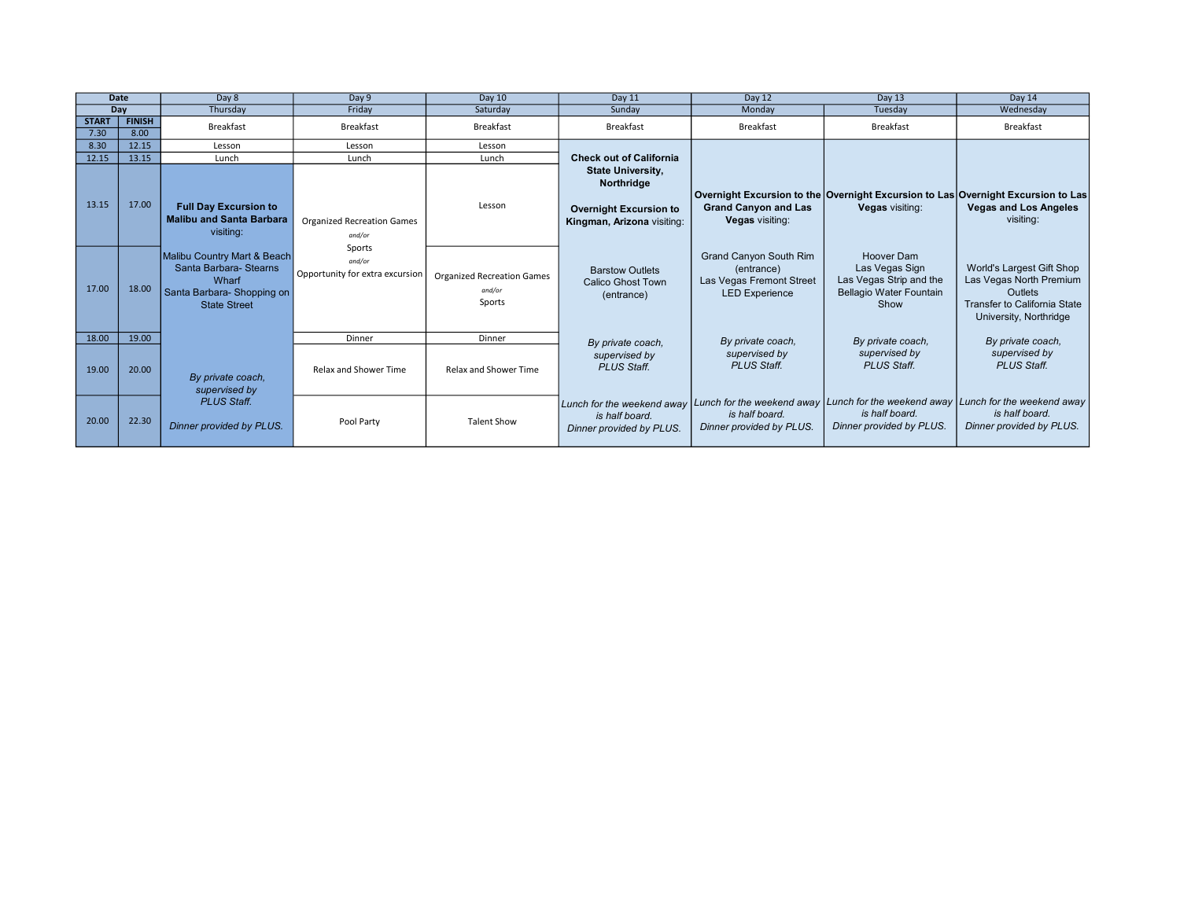| Date | | Day 8 | Day 9 | Day 10 | Day 11 | Day 12 | Day 13 | Day 14 |
|---|---|---|---|---|---|---|---|---|
| Day | | Thursday | Friday | Saturday | Sunday | Monday | Tuesday | Wednesday |
| START | FINISH | Breakfast | Breakfast | Breakfast | Breakfast | Breakfast | Breakfast | Breakfast |
| 7.30 | 8.00 | | | | | | | |
| 8.30 | 12.15 | Lesson | Lesson | Lesson | **Check out of California State University, Northridge** **Overnight Excursion to Kingman, Arizona** visiting: Barstow Outlets Calico Ghost Town (entrance) *By private coach, supervised by PLUS Staff.* *Lunch for the weekend away is half board. Dinner provided by PLUS.* | **Overnight Excursion to the Grand Canyon and Las Vegas** visiting: Grand Canyon South Rim (entrance) Las Vegas Fremont Street LED Experience *By private coach, supervised by PLUS Staff.* *Lunch for the weekend away is half board. Dinner provided by PLUS.* | **Overnight Excursion to Las Vegas** visiting: Hoover Dam Las Vegas Sign Las Vegas Strip and the Bellagio Water Fountain Show *By private coach, supervised by PLUS Staff.* *Lunch for the weekend away is half board. Dinner provided by PLUS.* | **Overnight Excursion to Las Vegas and Los Angeles** visiting: World's Largest Gift Shop Las Vegas North Premium Outlets Transfer to California State University, Northridge *By private coach, supervised by PLUS Staff.* *Lunch for the weekend away is half board. Dinner provided by PLUS.* |
| 12.15 | 13.15 | Lunch | Lunch | Lunch | | | | |
| 13.15 | 17.00 | **Full Day Excursion to Malibu and Santa Barbara** visiting: Malibu Country Mart & Beach Santa Barbara- Stearns Wharf Santa Barbara- Shopping on State Street *By private coach, supervised by PLUS Staff.* *Dinner provided by PLUS.* | Organized Recreation Games *and/or* Sports *and/or* Opportunity for extra excursion | Lesson | | | | |
| 17.00 | 18.00 | | | Organized Recreation Games *and/or* Sports | | | | |
| 18.00 | 19.00 | | Dinner | Dinner | | | | |
| 19.00 | 20.00 | | Relax and Shower Time | Relax and Shower Time | | | | |
| 20.00 | 22.30 | | Pool Party | Talent Show | | | | |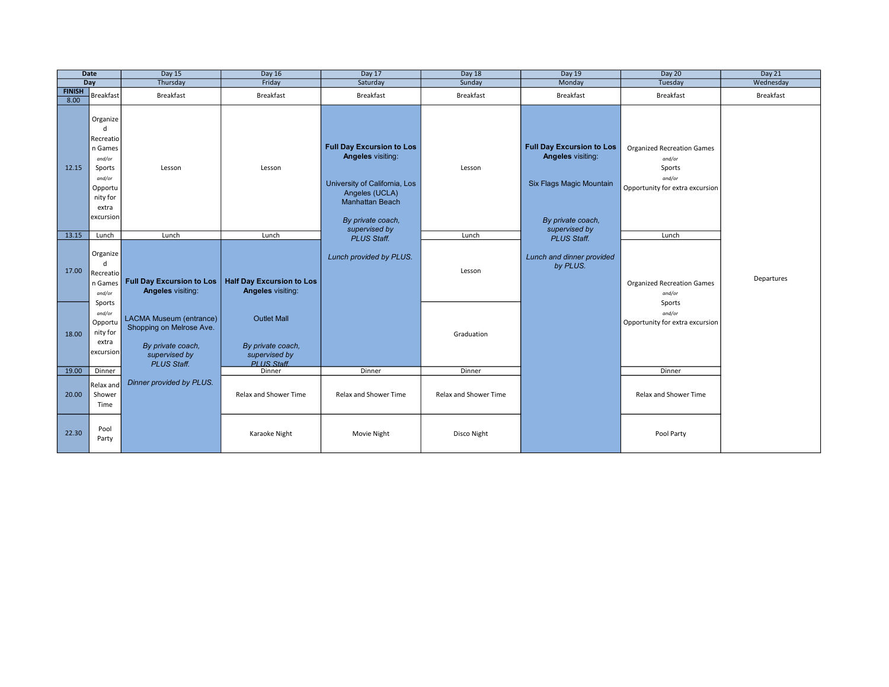| Date | | Day 15 | Day 16 | Day 17 | Day 18 | Day 19 | Day 20 | Day 21 |
|---|---|---|---|---|---|---|---|---|
| Day | | Thursday | Friday | Saturday | Sunday | Monday | Tuesday | Wednesday |
| FINISH 8.00 | Breakfast | Breakfast | Breakfast | Breakfast | Breakfast | Breakfast | Breakfast | Breakfast |
| 12.15 | Organized Recreation Games *and/or* Sports *and/or* Opportunity for extra excursion | Lesson | Lesson | **Full Day Excursion to Los Angeles** visiting: University of California, Los Angeles (UCLA) Manhattan Beach *By private coach, supervised by PLUS Staff.* *Lunch provided by PLUS.* | Lesson | **Full Day Excursion to Los Angeles** visiting: Six Flags Magic Mountain *By private coach, supervised by PLUS Staff.* *Lunch and dinner provided by PLUS.* | Organized Recreation Games *and/or* Sports *and/or* Opportunity for extra excursion | Departures |
| 13.15 | Lunch | Lunch | Lunch | | Lunch | | Lunch | |
| 17.00 | Organized Recreation Games *and/or* Sports *and/or* Opportunity for extra excursion | **Full Day Excursion to Los Angeles** visiting: LACMA Museum (entrance) Shopping on Melrose Ave. *By private coach, supervised by PLUS Staff.* *Dinner provided by PLUS.* | **Half Day Excursion to Los Angeles** visiting: Outlet Mall *By private coach, supervised by PLUS Staff.* | | Lesson | | Organized Recreation Games *and/or* Sports *and/or* Opportunity for extra excursion | |
| 18.00 | | | | | Graduation | | | |
| 19.00 | Dinner | | Dinner | Dinner | Dinner | | Dinner | |
| 20.00 | Relax and Shower Time | | Relax and Shower Time | Relax and Shower Time | Relax and Shower Time | | Relax and Shower Time | |
| 22.30 | Pool Party | | Karaoke Night | Movie Night | Disco Night | | Pool Party | |